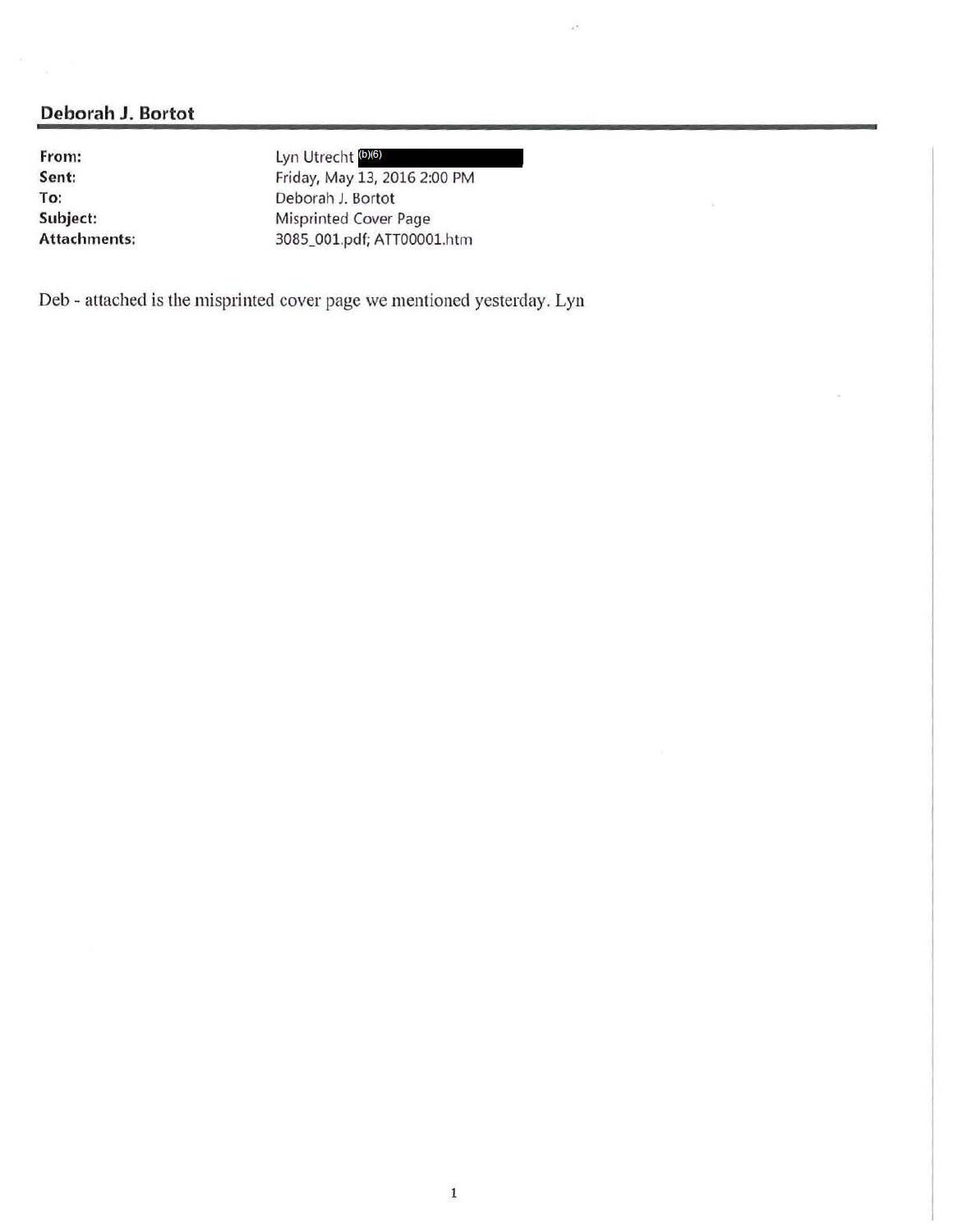## Deborah J. Bortot

| | |
|---|---|
| **From:** | Lyn Utrecht (b)(6) |
| **Sent:** | Friday, May 13, 2016 2:00 PM |
| **To:** | Deborah J. Bortot |
| **Subject:** | Misprinted Cover Page |
| **Attachments:** | 3085_001.pdf; ATT00001.htm |

Deb - attached is the misprinted cover page we mentioned yesterday. Lyn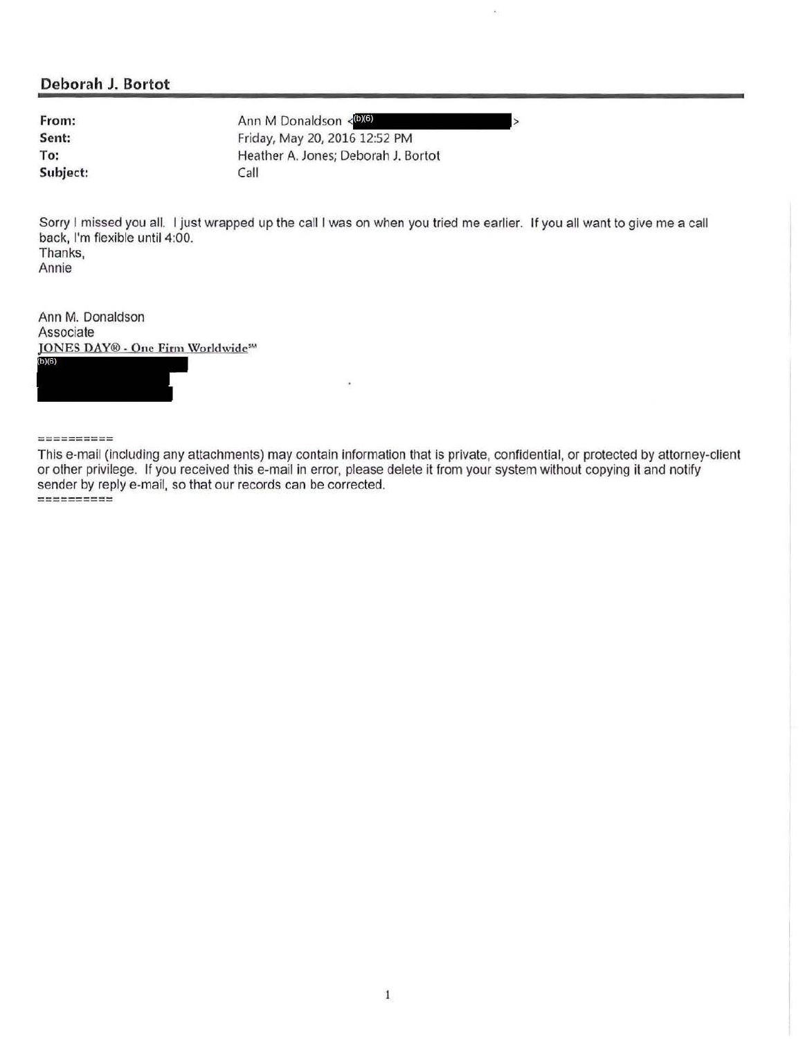## Deborah J. Bortot

**From:** Ann M Donaldson <(b)(6)>
**Sent:** Friday, May 20, 2016 12:52 PM
**To:** Heather A. Jones; Deborah J. Bortot
**Subject:** Call

Sorry I missed you all. I just wrapped up the call I was on when you tried me earlier. If you all want to give me a call back, I'm flexible until 4:00.
Thanks,
Annie

Ann M. Donaldson
Associate
JONES DAY® - One Firm Worldwide℠
(b)(6)

==========
This e-mail (including any attachments) may contain information that is private, confidential, or protected by attorney-client or other privilege. If you received this e-mail in error, please delete it from your system without copying it and notify sender by reply e-mail, so that our records can be corrected.
==========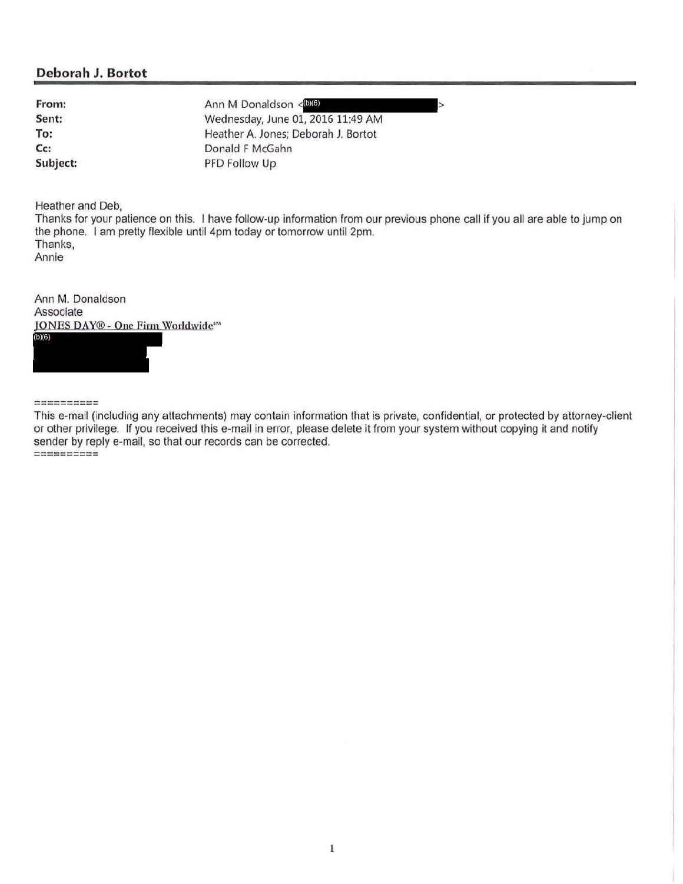## Deborah J. Bortot

| | |
|---|---|
| **From:** | Ann M Donaldson <(b)(6)> |
| **Sent:** | Wednesday, June 01, 2016 11:49 AM |
| **To:** | Heather A. Jones; Deborah J. Bortot |
| **Cc:** | Donald F McGahn |
| **Subject:** | PFD Follow Up |

Heather and Deb,
Thanks for your patience on this. I have follow-up information from our previous phone call if you all are able to jump on the phone. I am pretty flexible until 4pm today or tomorrow until 2pm.
Thanks,
Annie

Ann M. Donaldson
Associate
JONES DAY® - One Firm Worldwide℠
(b)(6)

==========
This e-mail (including any attachments) may contain information that is private, confidential, or protected by attorney-client or other privilege. If you received this e-mail in error, please delete it from your system without copying it and notify sender by reply e-mail, so that our records can be corrected.
==========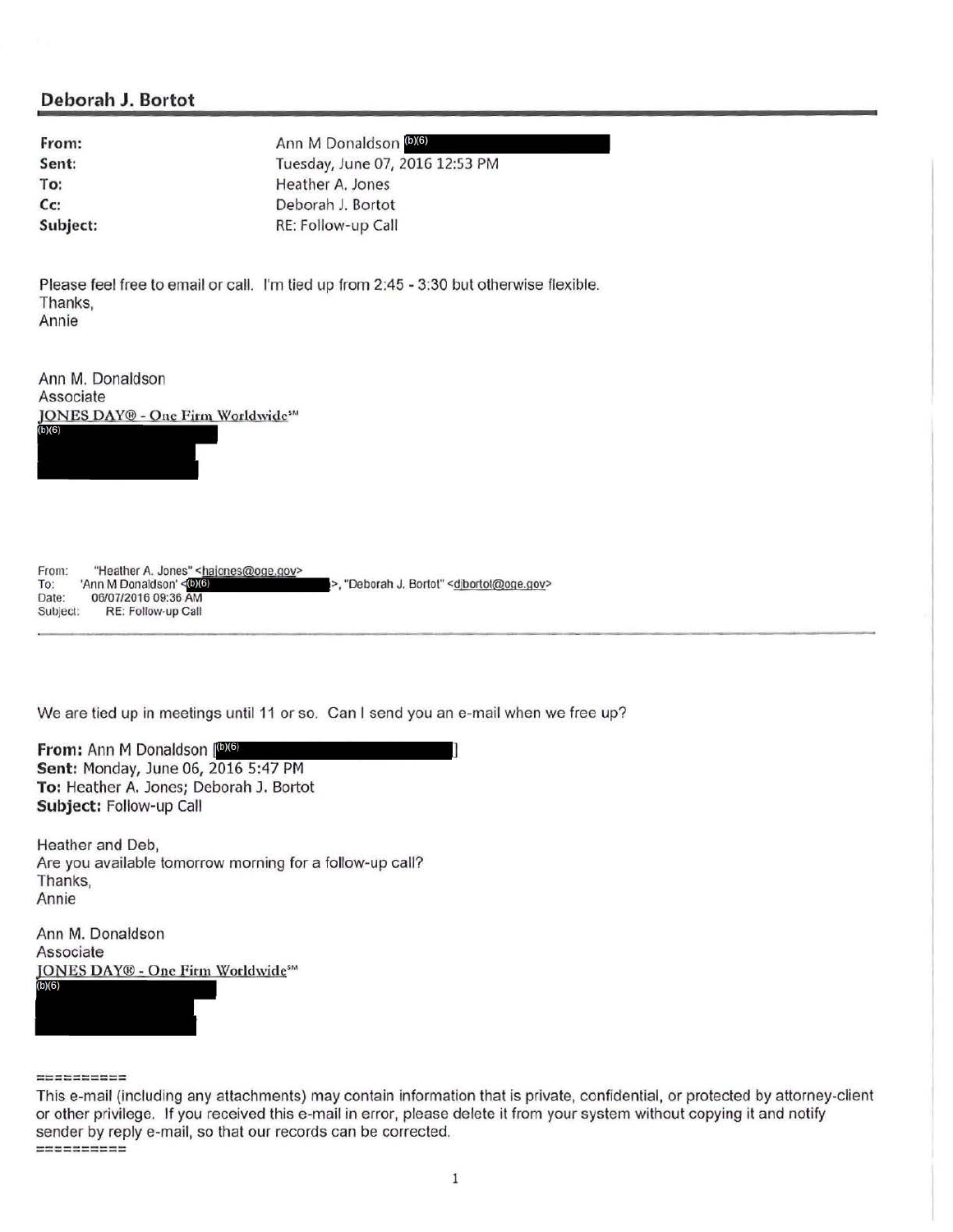## Deborah J. Bortot

**From:** Ann M Donaldson (b)(6)
**Sent:** Tuesday, June 07, 2016 12:53 PM
**To:** Heather A. Jones
**Cc:** Deborah J. Bortot
**Subject:** RE: Follow-up Call

Please feel free to email or call. I'm tied up from 2:45 - 3:30 but otherwise flexible.
Thanks,
Annie

Ann M. Donaldson
Associate
JONES DAY® - One Firm Worldwide℠
(b)(6)

From: "Heather A. Jones" <hajones@oge.gov>
To: 'Ann M Donaldson' <(b)(6) >, "Deborah J. Bortot" <djbortot@oge.gov>
Date: 06/07/2016 09:36 AM
Subject: RE: Follow-up Call

---

We are tied up in meetings until 11 or so. Can I send you an e-mail when we free up?

**From:** Ann M Donaldson [(b)(6) ]
**Sent:** Monday, June 06, 2016 5:47 PM
**To:** Heather A. Jones; Deborah J. Bortot
**Subject:** Follow-up Call

Heather and Deb,
Are you available tomorrow morning for a follow-up call?
Thanks,
Annie

Ann M. Donaldson
Associate
JONES DAY® - One Firm Worldwide℠
(b)(6)

==========
This e-mail (including any attachments) may contain information that is private, confidential, or protected by attorney-client or other privilege. If you received this e-mail in error, please delete it from your system without copying it and notify sender by reply e-mail, so that our records can be corrected.
==========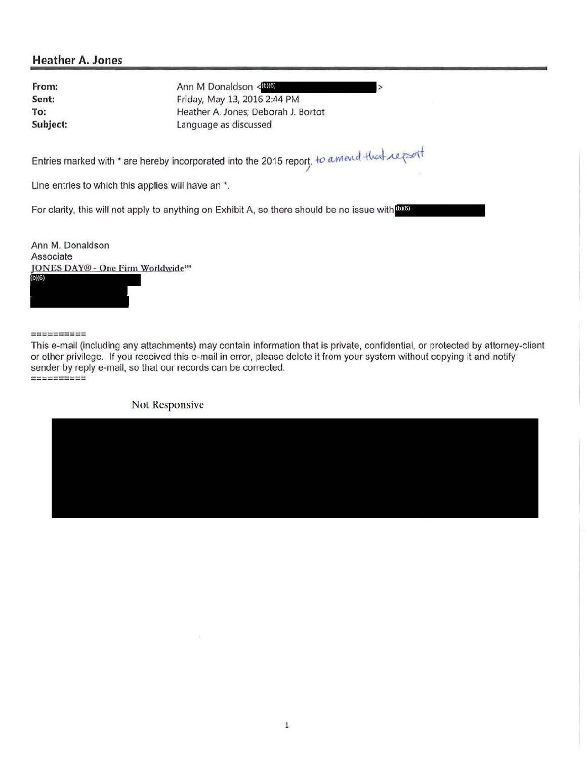## Heather A. Jones

| | |
|---|---|
| **From:** | Ann M Donaldson <(b)(6)> |
| **Sent:** | Friday, May 13, 2016 2:44 PM |
| **To:** | Heather A. Jones; Deborah J. Bortot |
| **Subject:** | Language as discussed |

Entries marked with * are hereby incorporated into the 2015 report, to amend that report

Line entries to which this applies will have an *.

For clarity, this will not apply to anything on Exhibit A, so there should be no issue with (b)(6)

Ann M. Donaldson
Associate
JONES DAY® - One Firm Worldwide℠
(b)(6)

==========
This e-mail (including any attachments) may contain information that is private, confidential, or protected by attorney-client or other privilege. If you received this e-mail in error, please delete it from your system without copying it and notify sender by reply e-mail, so that our records can be corrected.
==========

Not Responsive